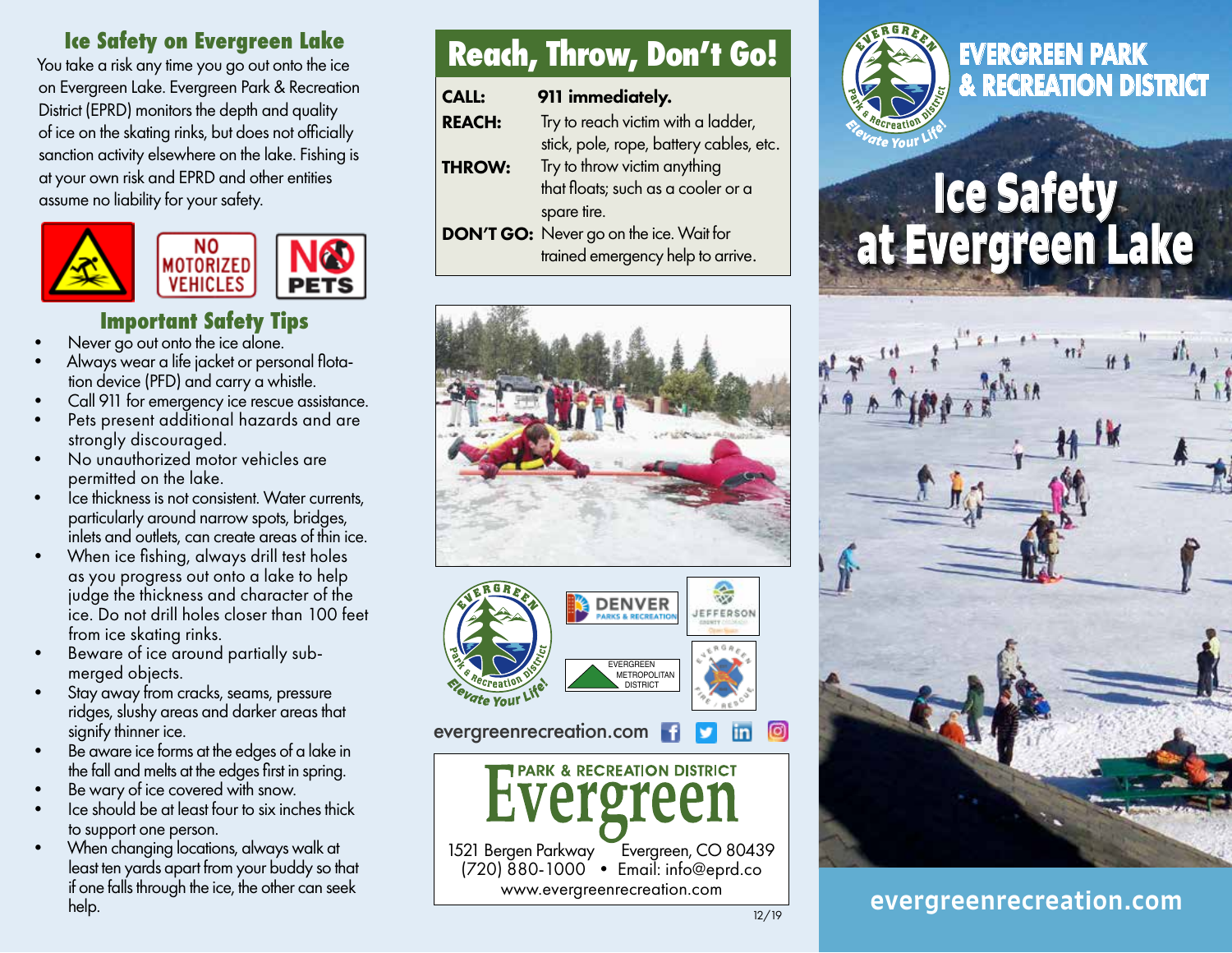## Ice Safety on Evergreen Lake

You take a risk any time you go out onto the ice on Evergreen Lake. Evergreen Park & Recreation District (EPRD) monitors the depth and quality of ice on the skating rinks, but does not officially sanction activity elsewhere on the lake. Fishing is at your own risk and EPRD and other entities assume no liability for your safety.

NO MOTORIZED VEHICLES

NO PETS

## Important Safety Tips

- Never go out onto the ice alone.
- Always wear a life jacket or personal flotation device (PFD) and carry a whistle.
- Call 911 for emergency ice rescue assistance.
- Pets present additional hazards and are strongly discouraged.
- No unauthorized motor vehicles are permitted on the lake.
- Ice thickness is not consistent. Water currents, particularly around narrow spots, bridges, inlets and outlets, can create areas of thin ice.
- When ice fishing, always drill test holes as you progress out onto a lake to help judge the thickness and character of the ice. Do not drill holes closer than 100 feet from ice skating rinks.
- Beware of ice around partially submerged objects.
- Stay away from cracks, seams, pressure ridges, slushy areas and darker areas that signify thinner ice.
- Be aware ice forms at the edges of a lake in the fall and melts at the edges first in spring.
- Be wary of ice covered with snow.
- Ice should be at least four to six inches thick to support one person.
- When changing locations, always walk at least ten yards apart from your buddy so that if one falls through the ice, the other can seek help.

## Reach, Throw, Don't Go!

**CALL:** **911 immediately.**

**REACH:** Try to reach victim with a ladder, stick, pole, rope, battery cables, etc.

**THROW:** Try to throw victim anything that floats; such as a cooler or a spare tire.

**DON'T GO:** Never go on the ice. Wait for trained emergency help to arrive.

Evergreen Park & Recreation District — Elevate Your Life!

DENVER PARKS & RECREATION

JEFFERSON COUNTY COLORADO Open Space

EVERGREEN METROPOLITAN DISTRICT

Evergreen Fire / Rescue

evergreenrecreation.com

PARK & RECREATION DISTRICT
**Evergreen**

1521 Bergen Parkway Evergreen, CO 80439
(720) 880-1000 • Email: info@eprd.co
www.evergreenrecreation.com

12/19

# EVERGREEN PARK & RECREATION DISTRICT

# Ice Safety at Evergreen Lake

evergreenrecreation.com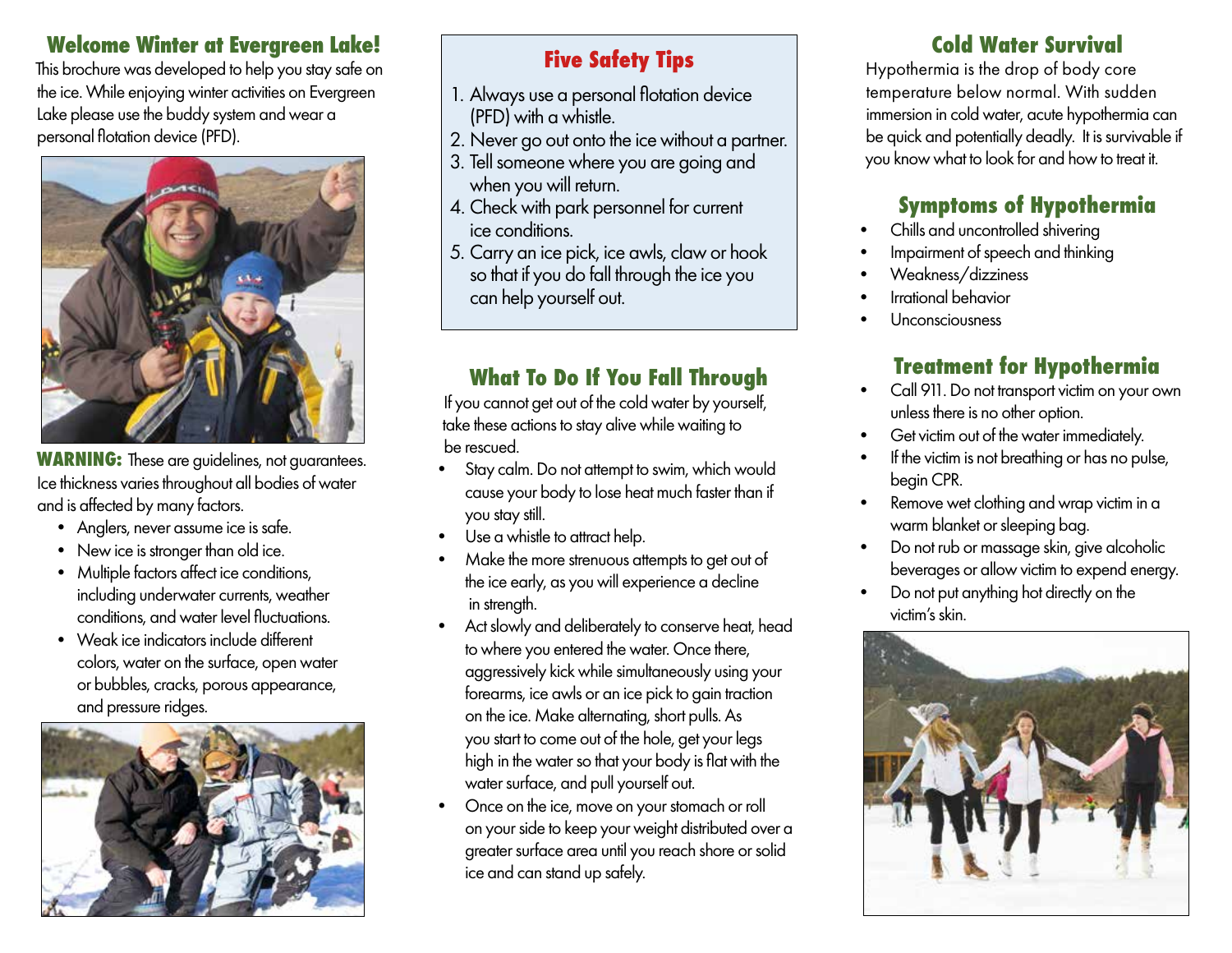## Welcome Winter at Evergreen Lake!

This brochure was developed to help you stay safe on the ice. While enjoying winter activities on Evergreen Lake please use the buddy system and wear a personal flotation device (PFD).

**WARNING:** These are guidelines, not guarantees. Ice thickness varies throughout all bodies of water and is affected by many factors.

- Anglers, never assume ice is safe.
- New ice is stronger than old ice.
- Multiple factors affect ice conditions, including underwater currents, weather conditions, and water level fluctuations.
- Weak ice indicators include different colors, water on the surface, open water or bubbles, cracks, porous appearance, and pressure ridges.

## Five Safety Tips

1. Always use a personal flotation device (PFD) with a whistle.
2. Never go out onto the ice without a partner.
3. Tell someone where you are going and when you will return.
4. Check with park personnel for current ice conditions.
5. Carry an ice pick, ice awls, claw or hook so that if you do fall through the ice you can help yourself out.

## What To Do If You Fall Through

If you cannot get out of the cold water by yourself, take these actions to stay alive while waiting to be rescued.

- Stay calm. Do not attempt to swim, which would cause your body to lose heat much faster than if you stay still.
- Use a whistle to attract help.
- Make the more strenuous attempts to get out of the ice early, as you will experience a decline in strength.
- Act slowly and deliberately to conserve heat, head to where you entered the water. Once there, aggressively kick while simultaneously using your forearms, ice awls or an ice pick to gain traction on the ice. Make alternating, short pulls. As you start to come out of the hole, get your legs high in the water so that your body is flat with the water surface, and pull yourself out.
- Once on the ice, move on your stomach or roll on your side to keep your weight distributed over a greater surface area until you reach shore or solid ice and can stand up safely.

## Cold Water Survival

Hypothermia is the drop of body core temperature below normal. With sudden immersion in cold water, acute hypothermia can be quick and potentially deadly. It is survivable if you know what to look for and how to treat it.

## Symptoms of Hypothermia

- Chills and uncontrolled shivering
- Impairment of speech and thinking
- Weakness/dizziness
- Irrational behavior
- Unconsciousness

## Treatment for Hypothermia

- Call 911. Do not transport victim on your own unless there is no other option.
- Get victim out of the water immediately.
- If the victim is not breathing or has no pulse, begin CPR.
- Remove wet clothing and wrap victim in a warm blanket or sleeping bag.
- Do not rub or massage skin, give alcoholic beverages or allow victim to expend energy.
- Do not put anything hot directly on the victim's skin.